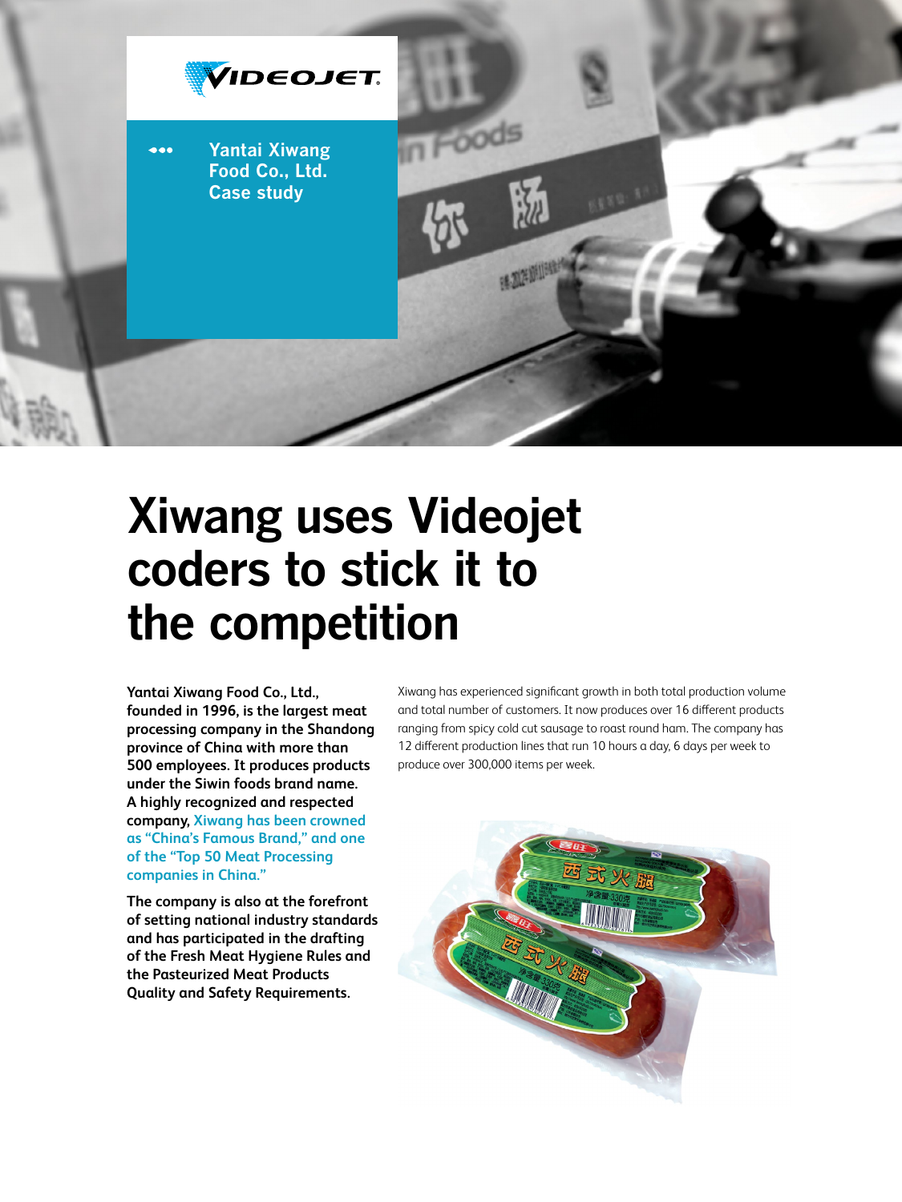Yantai Xiwang Food Co., Ltd. Case study

# Xiwang uses Videojet coders to stick it to the competition

**Yantai Xiwang Food Co., Ltd., founded in 1996, is the largest meat processing company in the Shandong province of China with more than 500 employees. It produces products under the Siwin foods brand name. A highly recognized and respected company, Xiwang has been crowned as "China's Famous Brand," and one of the "Top 50 Meat Processing companies in China."**

**The company is also at the forefront of setting national industry standards and has participated in the drafting of the Fresh Meat Hygiene Rules and the Pasteurized Meat Products Quality and Safety Requirements.**

Xiwang has experienced significant growth in both total production volume and total number of customers. It now produces over 16 different products ranging from spicy cold cut sausage to roast round ham. The company has 12 different production lines that run 10 hours a day, 6 days per week to produce over 300,000 items per week.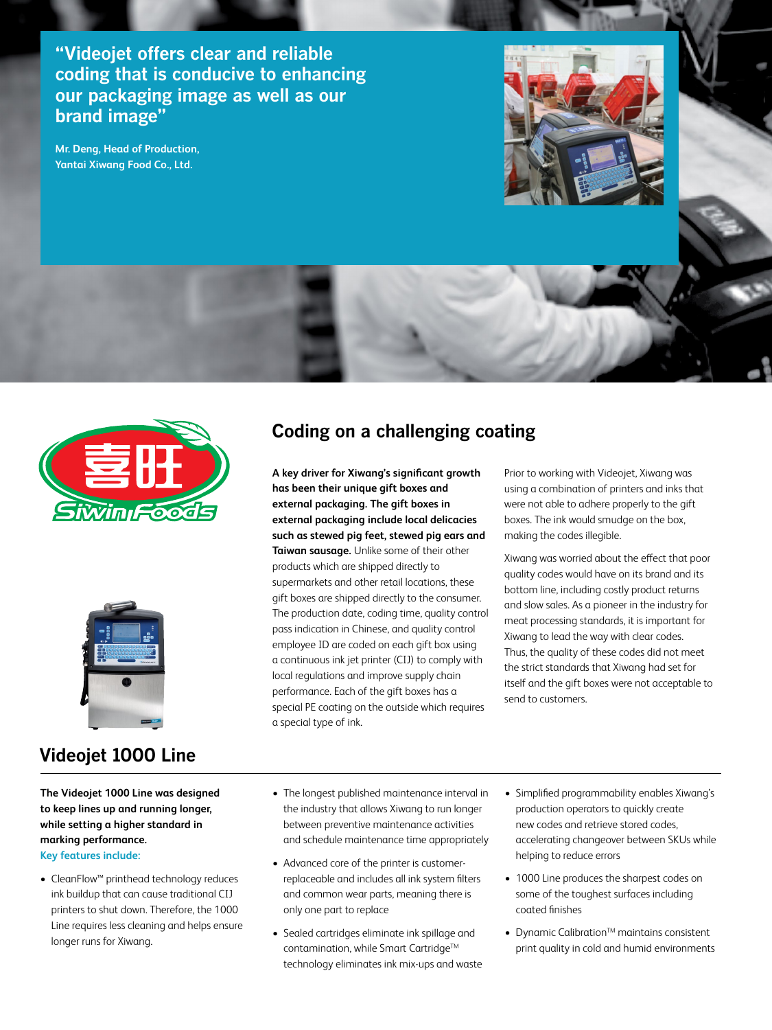> **"Videojet offers clear and reliable coding that is conducive to enhancing our packaging image as well as our brand image"**
>
> **Mr. Deng, Head of Production, Yantai Xiwang Food Co., Ltd.**

## Coding on a challenging coating

**A key driver for Xiwang's significant growth has been their unique gift boxes and external packaging. The gift boxes in external packaging include local delicacies such as stewed pig feet, stewed pig ears and Taiwan sausage.** Unlike some of their other products which are shipped directly to supermarkets and other retail locations, these gift boxes are shipped directly to the consumer. The production date, coding time, quality control pass indication in Chinese, and quality control employee ID are coded on each gift box using a continuous ink jet printer (CIJ) to comply with local regulations and improve supply chain performance. Each of the gift boxes has a special PE coating on the outside which requires a special type of ink.

Prior to working with Videojet, Xiwang was using a combination of printers and inks that were not able to adhere properly to the gift boxes. The ink would smudge on the box, making the codes illegible.

Xiwang was worried about the effect that poor quality codes would have on its brand and its bottom line, including costly product returns and slow sales. As a pioneer in the industry for meat processing standards, it is important for Xiwang to lead the way with clear codes. Thus, the quality of these codes did not meet the strict standards that Xiwang had set for itself and the gift boxes were not acceptable to send to customers.

## Videojet 1000 Line

**The Videojet 1000 Line was designed to keep lines up and running longer, while setting a higher standard in marking performance.**

**Key features include:**

- CleanFlow™ printhead technology reduces ink buildup that can cause traditional CIJ printers to shut down. Therefore, the 1000 Line requires less cleaning and helps ensure longer runs for Xiwang.
- The longest published maintenance interval in the industry that allows Xiwang to run longer between preventive maintenance activities and schedule maintenance time appropriately
- Advanced core of the printer is customer-replaceable and includes all ink system filters and common wear parts, meaning there is only one part to replace
- Sealed cartridges eliminate ink spillage and contamination, while Smart Cartridge™ technology eliminates ink mix-ups and waste
- Simplified programmability enables Xiwang's production operators to quickly create new codes and retrieve stored codes, accelerating changeover between SKUs while helping to reduce errors
- 1000 Line produces the sharpest codes on some of the toughest surfaces including coated finishes
- Dynamic Calibration™ maintains consistent print quality in cold and humid environments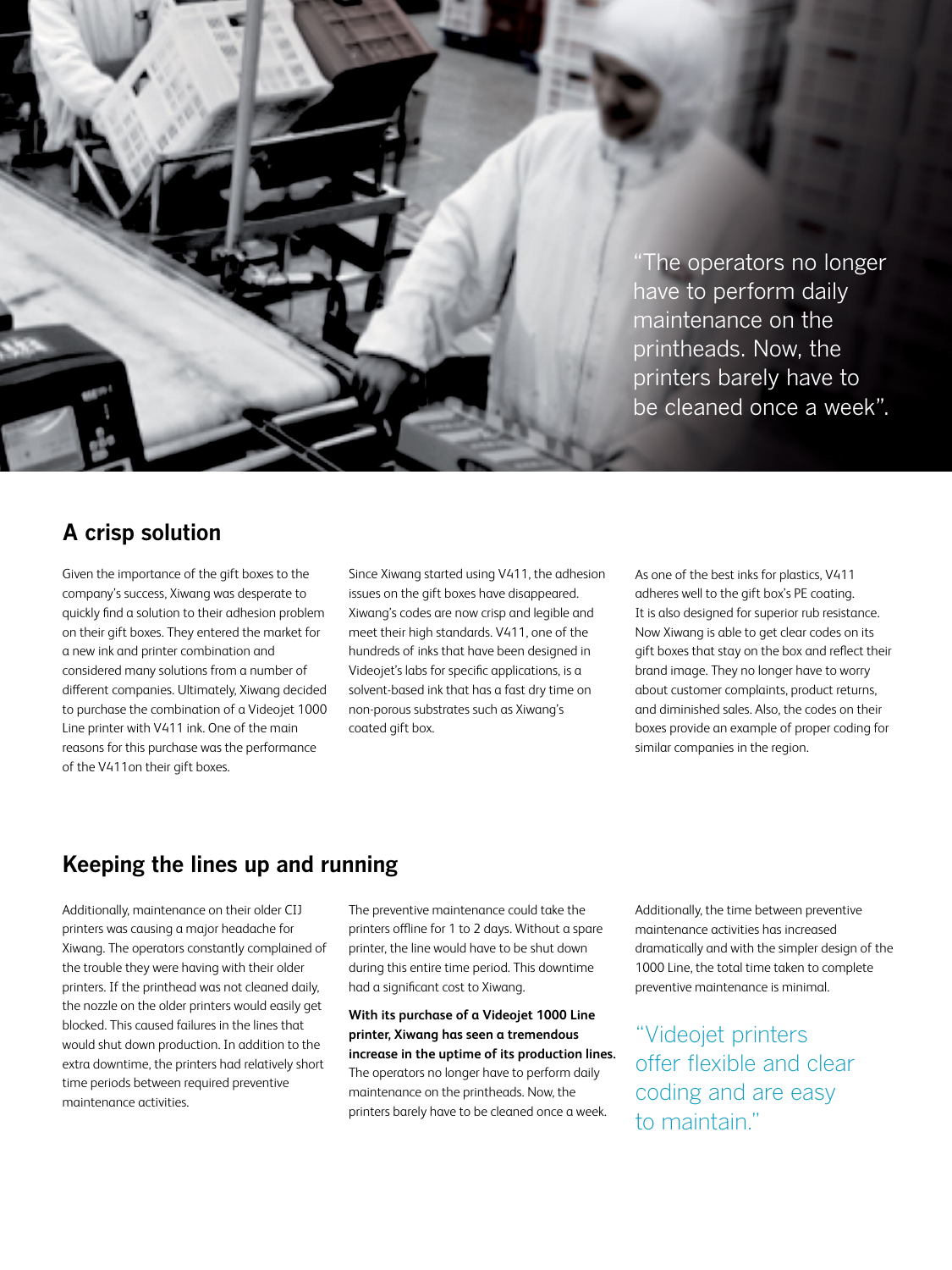"The operators no longer have to perform daily maintenance on the printheads. Now, the printers barely have to be cleaned once a week".

## A crisp solution

Given the importance of the gift boxes to the company's success, Xiwang was desperate to quickly find a solution to their adhesion problem on their gift boxes. They entered the market for a new ink and printer combination and considered many solutions from a number of different companies. Ultimately, Xiwang decided to purchase the combination of a Videojet 1000 Line printer with V411 ink. One of the main reasons for this purchase was the performance of the V411on their gift boxes.

Since Xiwang started using V411, the adhesion issues on the gift boxes have disappeared. Xiwang's codes are now crisp and legible and meet their high standards. V411, one of the hundreds of inks that have been designed in Videojet's labs for specific applications, is a solvent-based ink that has a fast dry time on non-porous substrates such as Xiwang's coated gift box.

As one of the best inks for plastics, V411 adheres well to the gift box's PE coating. It is also designed for superior rub resistance. Now Xiwang is able to get clear codes on its gift boxes that stay on the box and reflect their brand image. They no longer have to worry about customer complaints, product returns, and diminished sales. Also, the codes on their boxes provide an example of proper coding for similar companies in the region.

## Keeping the lines up and running

Additionally, maintenance on their older CIJ printers was causing a major headache for Xiwang. The operators constantly complained of the trouble they were having with their older printers. If the printhead was not cleaned daily, the nozzle on the older printers would easily get blocked. This caused failures in the lines that would shut down production. In addition to the extra downtime, the printers had relatively short time periods between required preventive maintenance activities.

The preventive maintenance could take the printers offline for 1 to 2 days. Without a spare printer, the line would have to be shut down during this entire time period. This downtime had a significant cost to Xiwang.

**With its purchase of a Videojet 1000 Line printer, Xiwang has seen a tremendous increase in the uptime of its production lines.** The operators no longer have to perform daily maintenance on the printheads. Now, the printers barely have to be cleaned once a week.

Additionally, the time between preventive maintenance activities has increased dramatically and with the simpler design of the 1000 Line, the total time taken to complete preventive maintenance is minimal.

"Videojet printers offer flexible and clear coding and are easy to maintain."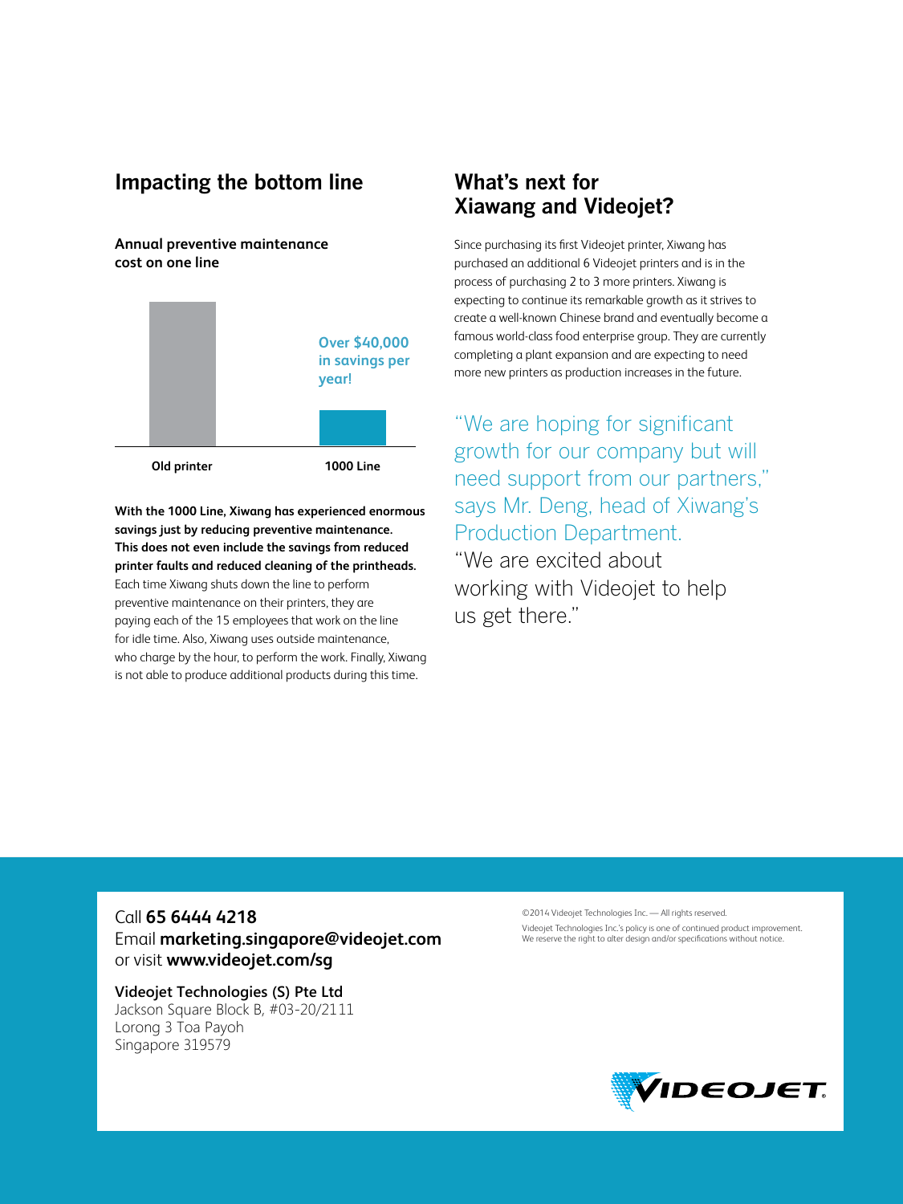## Impacting the bottom line

**Annual preventive maintenance cost on one line**

Over $40,000 in savings per year!

Old printer

1000 Line

**With the 1000 Line, Xiwang has experienced enormous savings just by reducing preventive maintenance. This does not even include the savings from reduced printer faults and reduced cleaning of the printheads.** Each time Xiwang shuts down the line to perform preventive maintenance on their printers, they are paying each of the 15 employees that work on the line for idle time. Also, Xiwang uses outside maintenance, who charge by the hour, to perform the work. Finally, Xiwang is not able to produce additional products during this time.

## What's next for Xiawang and Videojet?

Since purchasing its first Videojet printer, Xiwang has purchased an additional 6 Videojet printers and is in the process of purchasing 2 to 3 more printers. Xiwang is expecting to continue its remarkable growth as it strives to create a well-known Chinese brand and eventually become a famous world-class food enterprise group. They are currently completing a plant expansion and are expecting to need more new printers as production increases in the future.

"We are hoping for significant growth for our company but will need support from our partners," says Mr. Deng, head of Xiwang's Production Department. "We are excited about working with Videojet to help us get there."

Call **65 6444 4218**
Email **marketing.singapore@videojet.com**
or visit **www.videojet.com/sg**

**Videojet Technologies (S) Pte Ltd**
Jackson Square Block B, #03-20/2111
Lorong 3 Toa Payoh
Singapore 319579

©2014 Videojet Technologies Inc. — All rights reserved.

Videojet Technologies Inc.'s policy is one of continued product improvement. We reserve the right to alter design and/or specifications without notice.